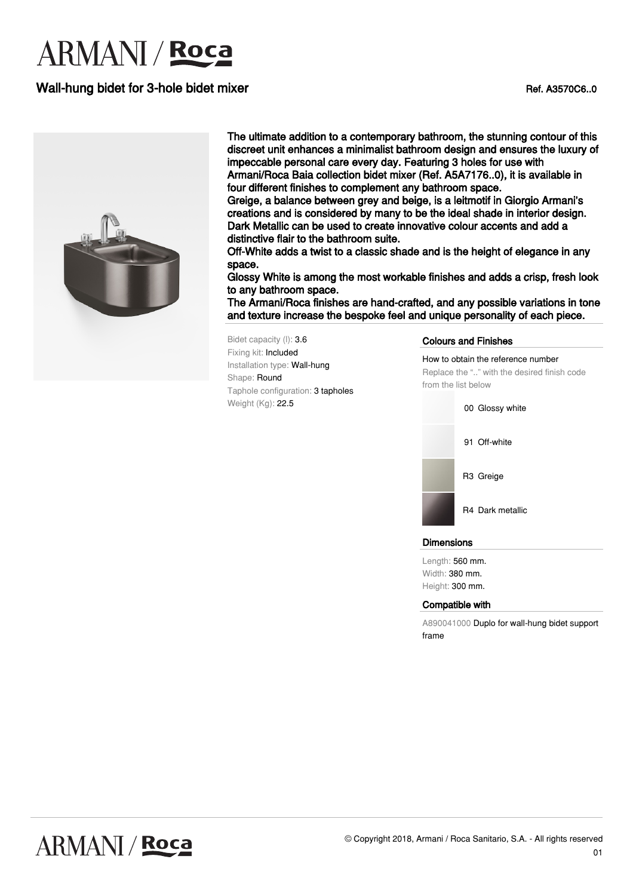# ARMANI / Roca

## Wall-hung bidet for 3-hole bidet mixer

Ref. A3570C6..0

The ultimate addition to a contemporary bathroom, the stunning contour of this discreet unit enhances a minimalist bathroom design and ensures the luxury of impeccable personal care every day. Featuring 3 holes for use with Armani/Roca Baia collection bidet mixer (Ref. A5A7176..0), it is available in four different finishes to complement any bathroom space.
Greige, a balance between grey and beige, is a leitmotif in Giorgio Armani's creations and is considered by many to be the ideal shade in interior design.
Dark Metallic can be used to create innovative colour accents and add a distinctive flair to the bathroom suite.
Off-White adds a twist to a classic shade and is the height of elegance in any space.
Glossy White is among the most workable finishes and adds a crisp, fresh look to any bathroom space.
The Armani/Roca finishes are hand-crafted, and any possible variations in tone and texture increase the bespoke feel and unique personality of each piece.

Bidet capacity (l): 3.6
Fixing kit: Included
Installation type: Wall-hung
Shape: Round
Taphole configuration: 3 tapholes
Weight (Kg): 22.5

### Colours and Finishes

How to obtain the reference number
Replace the ".." with the desired finish code from the list below

- 00 Glossy white
- 91 Off-white
- R3 Greige
- R4 Dark metallic

### Dimensions

Length: 560 mm.
Width: 380 mm.
Height: 300 mm.

### Compatible with

A890041000 Duplo for wall-hung bidet support frame

© Copyright 2018, Armani / Roca Sanitario, S.A. - All rights reserved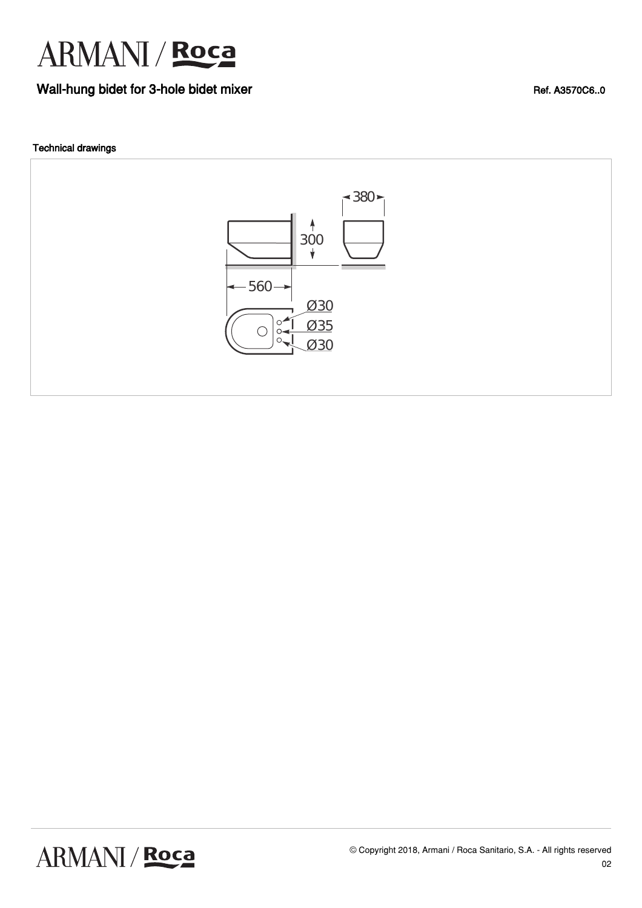# ARMANI / Roca

## Wall-hung bidet for 3-hole bidet mixer

Ref. A3570C6..0

### Technical drawings

380

300

560

Ø30

Ø35

Ø30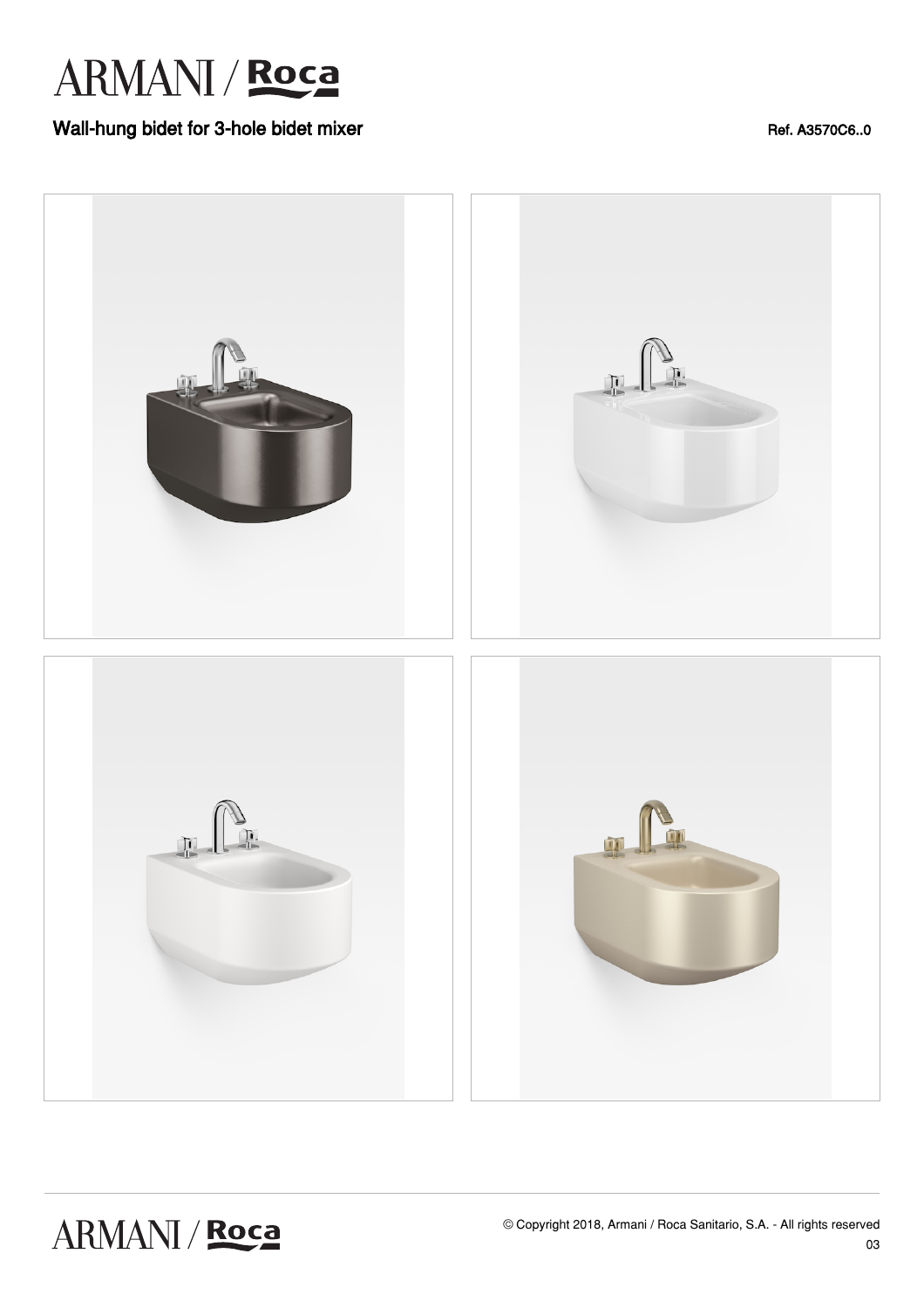# ARMANI / Roca

## Wall-hung bidet for 3-hole bidet mixer

Ref. A3570C6..0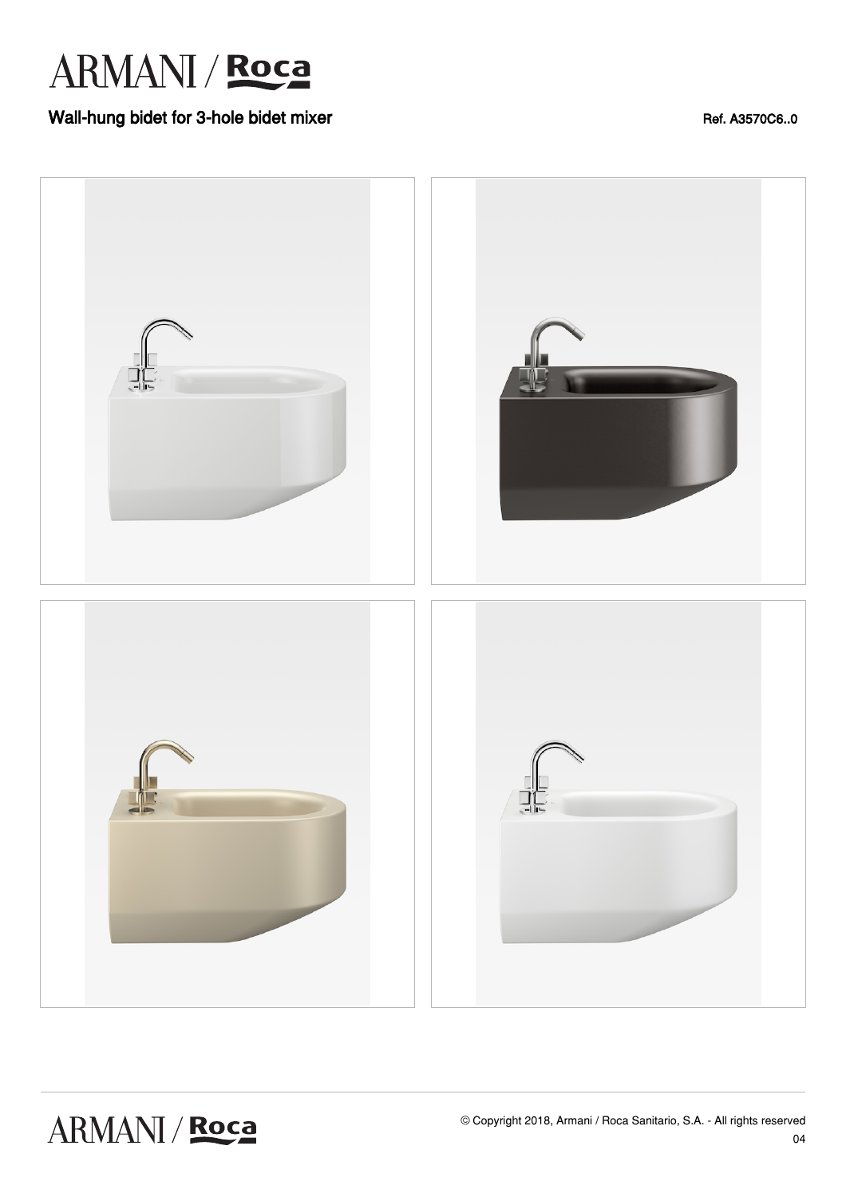# ARMANI / Roca

## Wall-hung bidet for 3-hole bidet mixer

Ref. A3570C6..0

© Copyright 2018, Armani / Roca Sanitario, S.A. - All rights reserved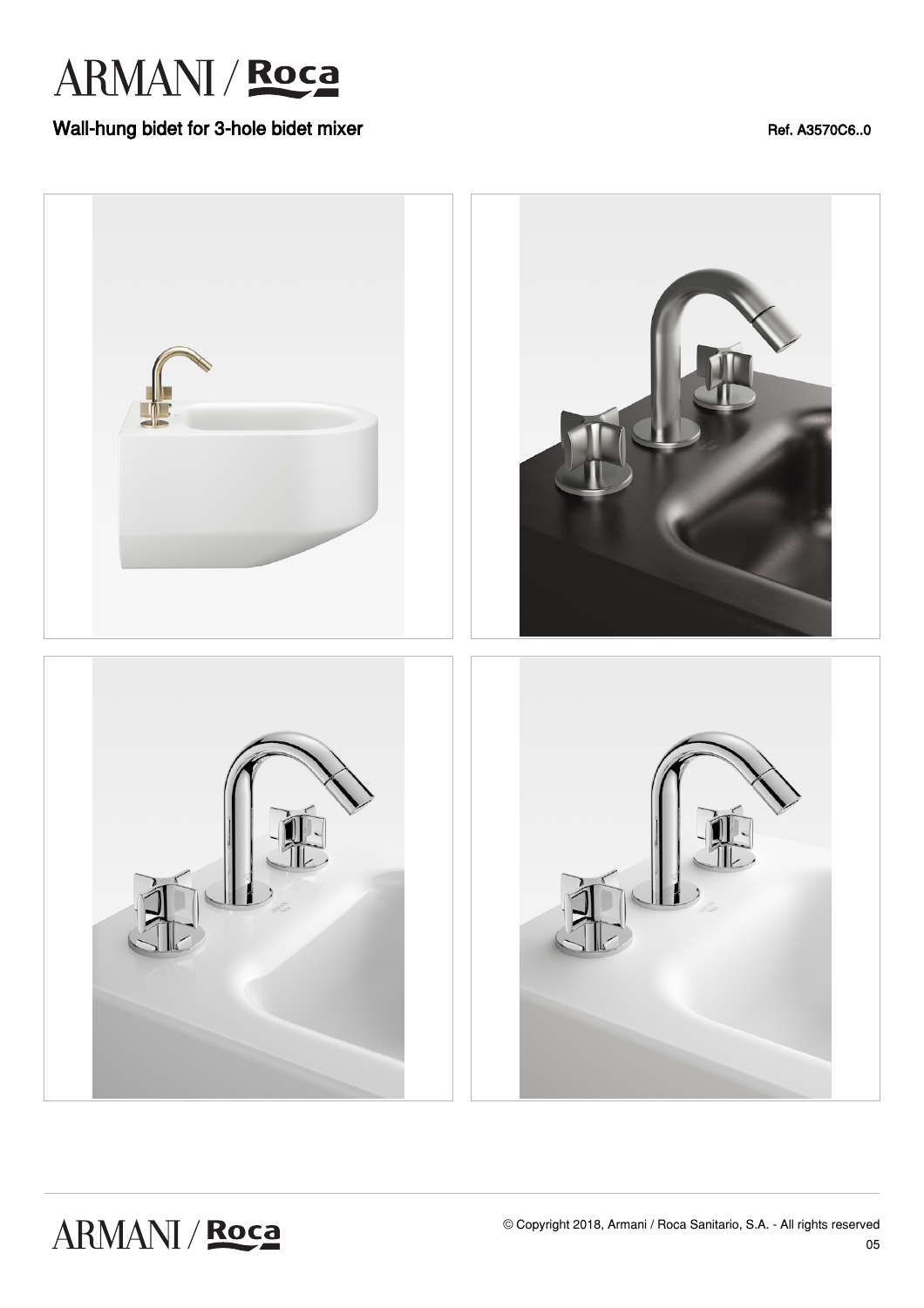# ARMANI / Roca

## Wall-hung bidet for 3-hole bidet mixer

Ref. A3570C6..0

© Copyright 2018, Armani / Roca Sanitario, S.A. - All rights reserved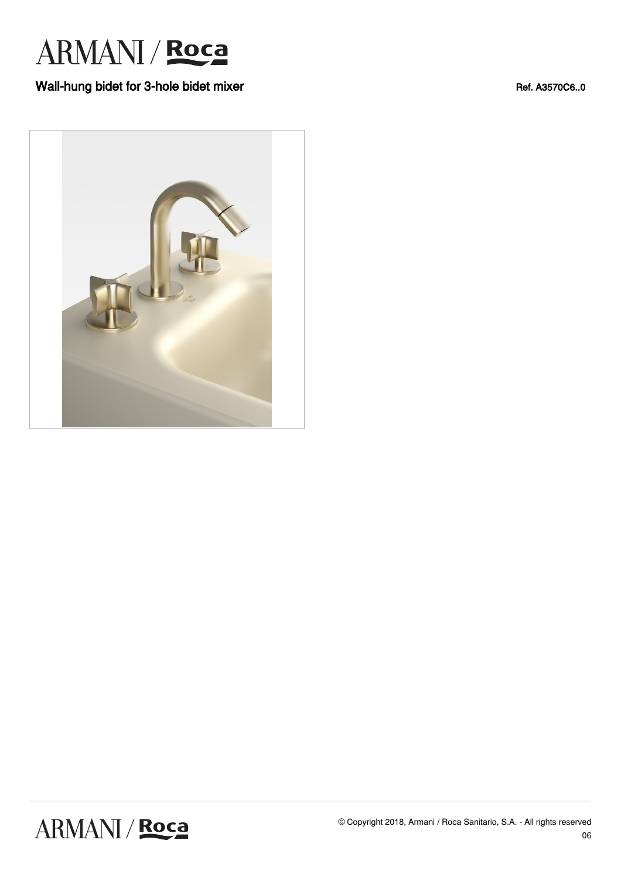# ARMANI / Roca

## Wall-hung bidet for 3-hole bidet mixer

Ref. A3570C6..0

© Copyright 2018, Armani / Roca Sanitario, S.A. - All rights reserved